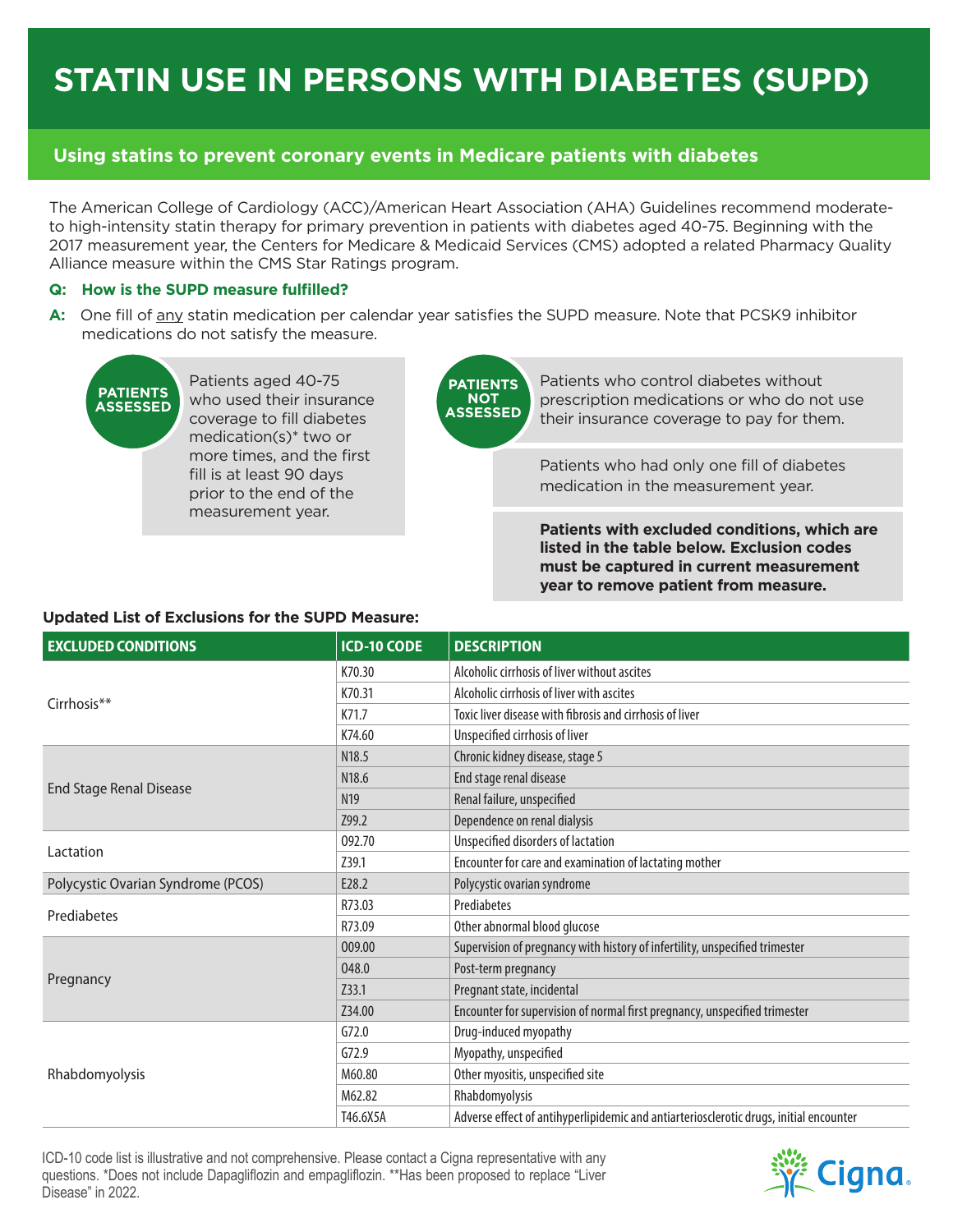# STATIN USE IN PERSONS WITH DIABETES (SUPD)

## Using statins to prevent coronary events in Medicare patients with diabetes

The American College of Cardiology (ACC)/American Heart Association (AHA) Guidelines recommend moderate-to high-intensity statin therapy for primary prevention in patients with diabetes aged 40-75. Beginning with the 2017 measurement year, the Centers for Medicare & Medicaid Services (CMS) adopted a related Pharmacy Quality Alliance measure within the CMS Star Ratings program.

**Q: How is the SUPD measure fulfilled?**

**A:** One fill of any statin medication per calendar year satisfies the SUPD measure. Note that PCSK9 inhibitor medications do not satisfy the measure.

**PATIENTS ASSESSED**

Patients aged 40-75 who used their insurance coverage to fill diabetes medication(s)* two or more times, and the first fill is at least 90 days prior to the end of the measurement year.

**PATIENTS NOT ASSESSED**

Patients who control diabetes without prescription medications or who do not use their insurance coverage to pay for them.

Patients who had only one fill of diabetes medication in the measurement year.

**Patients with excluded conditions, which are listed in the table below. Exclusion codes must be captured in current measurement year to remove patient from measure.**

**Updated List of Exclusions for the SUPD Measure:**

| EXCLUDED CONDITIONS | ICD-10 CODE | DESCRIPTION |
|---|---|---|
| Cirrhosis** | K70.30 | Alcoholic cirrhosis of liver without ascites |
| | K70.31 | Alcoholic cirrhosis of liver with ascites |
| | K71.7 | Toxic liver disease with fibrosis and cirrhosis of liver |
| | K74.60 | Unspecified cirrhosis of liver |
| End Stage Renal Disease | N18.5 | Chronic kidney disease, stage 5 |
| | N18.6 | End stage renal disease |
| | N19 | Renal failure, unspecified |
| | Z99.2 | Dependence on renal dialysis |
| Lactation | O92.70 | Unspecified disorders of lactation |
| | Z39.1 | Encounter for care and examination of lactating mother |
| Polycystic Ovarian Syndrome (PCOS) | E28.2 | Polycystic ovarian syndrome |
| Prediabetes | R73.03 | Prediabetes |
| | R73.09 | Other abnormal blood glucose |
| Pregnancy | O09.00 | Supervision of pregnancy with history of infertility, unspecified trimester |
| | O48.0 | Post-term pregnancy |
| | Z33.1 | Pregnant state, incidental |
| | Z34.00 | Encounter for supervision of normal first pregnancy, unspecified trimester |
| Rhabdomyolysis | G72.0 | Drug-induced myopathy |
| | G72.9 | Myopathy, unspecified |
| | M60.80 | Other myositis, unspecified site |
| | M62.82 | Rhabdomyolysis |
| | T46.6X5A | Adverse effect of antihyperlipidemic and antiarteriosclerotic drugs, initial encounter |

ICD-10 code list is illustrative and not comprehensive. Please contact a Cigna representative with any questions. *Does not include Dapagliflozin and empagliflozin. **Has been proposed to replace "Liver Disease" in 2022.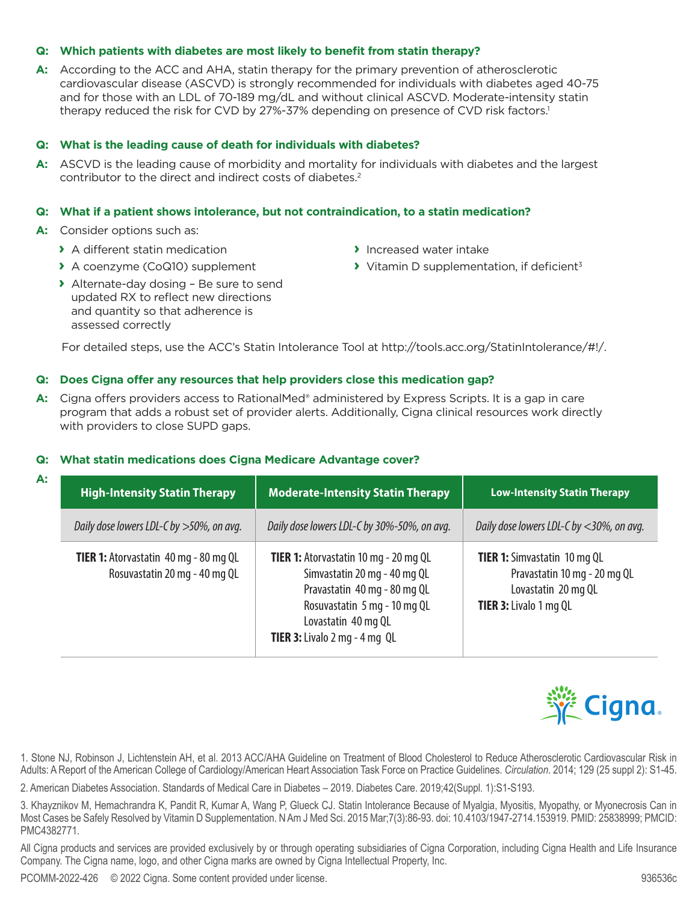**Q: Which patients with diabetes are most likely to benefit from statin therapy?**

**A:** According to the ACC and AHA, statin therapy for the primary prevention of atherosclerotic cardiovascular disease (ASCVD) is strongly recommended for individuals with diabetes aged 40-75 and for those with an LDL of 70-189 mg/dL and without clinical ASCVD. Moderate-intensity statin therapy reduced the risk for CVD by 27%-37% depending on presence of CVD risk factors.[1]

**Q: What is the leading cause of death for individuals with diabetes?**

**A:** ASCVD is the leading cause of morbidity and mortality for individuals with diabetes and the largest contributor to the direct and indirect costs of diabetes.[2]

**Q: What if a patient shows intolerance, but not contraindication, to a statin medication?**

**A:** Consider options such as:

- A different statin medication
- A coenzyme (CoQ10) supplement
- Alternate-day dosing – Be sure to send updated RX to reflect new directions and quantity so that adherence is assessed correctly
- Increased water intake
- Vitamin D supplementation, if deficient[3]

For detailed steps, use the ACC's Statin Intolerance Tool at http://tools.acc.org/StatinIntolerance/#!/.

**Q: Does Cigna offer any resources that help providers close this medication gap?**

**A:** Cigna offers providers access to RationalMed® administered by Express Scripts. It is a gap in care program that adds a robust set of provider alerts. Additionally, Cigna clinical resources work directly with providers to close SUPD gaps.

**Q: What statin medications does Cigna Medicare Advantage cover?**

**A:**

| High-Intensity Statin Therapy | Moderate-Intensity Statin Therapy | Low-Intensity Statin Therapy |
|---|---|---|
| *Daily dose lowers LDL-C by >50%, on avg.* | *Daily dose lowers LDL-C by 30%-50%, on avg.* | *Daily dose lowers LDL-C by <30%, on avg.* |
| **TIER 1:** Atorvastatin 40 mg - 80 mg QL<br>Rosuvastatin 20 mg - 40 mg QL | **TIER 1:** Atorvastatin 10 mg - 20 mg QL<br>Simvastatin 20 mg - 40 mg QL<br>Pravastatin 40 mg - 80 mg QL<br>Rosuvastatin 5 mg - 10 mg QL<br>Lovastatin 40 mg QL<br>**TIER 3:** Livalo 2 mg - 4 mg QL | **TIER 1:** Simvastatin 10 mg QL<br>Pravastatin 10 mg - 20 mg QL<br>Lovastatin 20 mg QL<br>**TIER 3:** Livalo 1 mg QL |

1. Stone NJ, Robinson J, Lichtenstein AH, et al. 2013 ACC/AHA Guideline on Treatment of Blood Cholesterol to Reduce Atherosclerotic Cardiovascular Risk in Adults: A Report of the American College of Cardiology/American Heart Association Task Force on Practice Guidelines. *Circulation*. 2014; 129 (25 suppl 2): S1-45.

2. American Diabetes Association. Standards of Medical Care in Diabetes – 2019. Diabetes Care. 2019;42(Suppl. 1):S1-S193.

3. Khayznikov M, Hemachrandra K, Pandit R, Kumar A, Wang P, Glueck CJ. Statin Intolerance Because of Myalgia, Myositis, Myopathy, or Myonecrosis Can in Most Cases be Safely Resolved by Vitamin D Supplementation. N Am J Med Sci. 2015 Mar;7(3):86-93. doi: 10.4103/1947-2714.153919. PMID: 25838999; PMCID: PMC4382771.

All Cigna products and services are provided exclusively by or through operating subsidiaries of Cigna Corporation, including Cigna Health and Life Insurance Company. The Cigna name, logo, and other Cigna marks are owned by Cigna Intellectual Property, Inc.

PCOMM-2022-426 © 2022 Cigna. Some content provided under license. 936536c